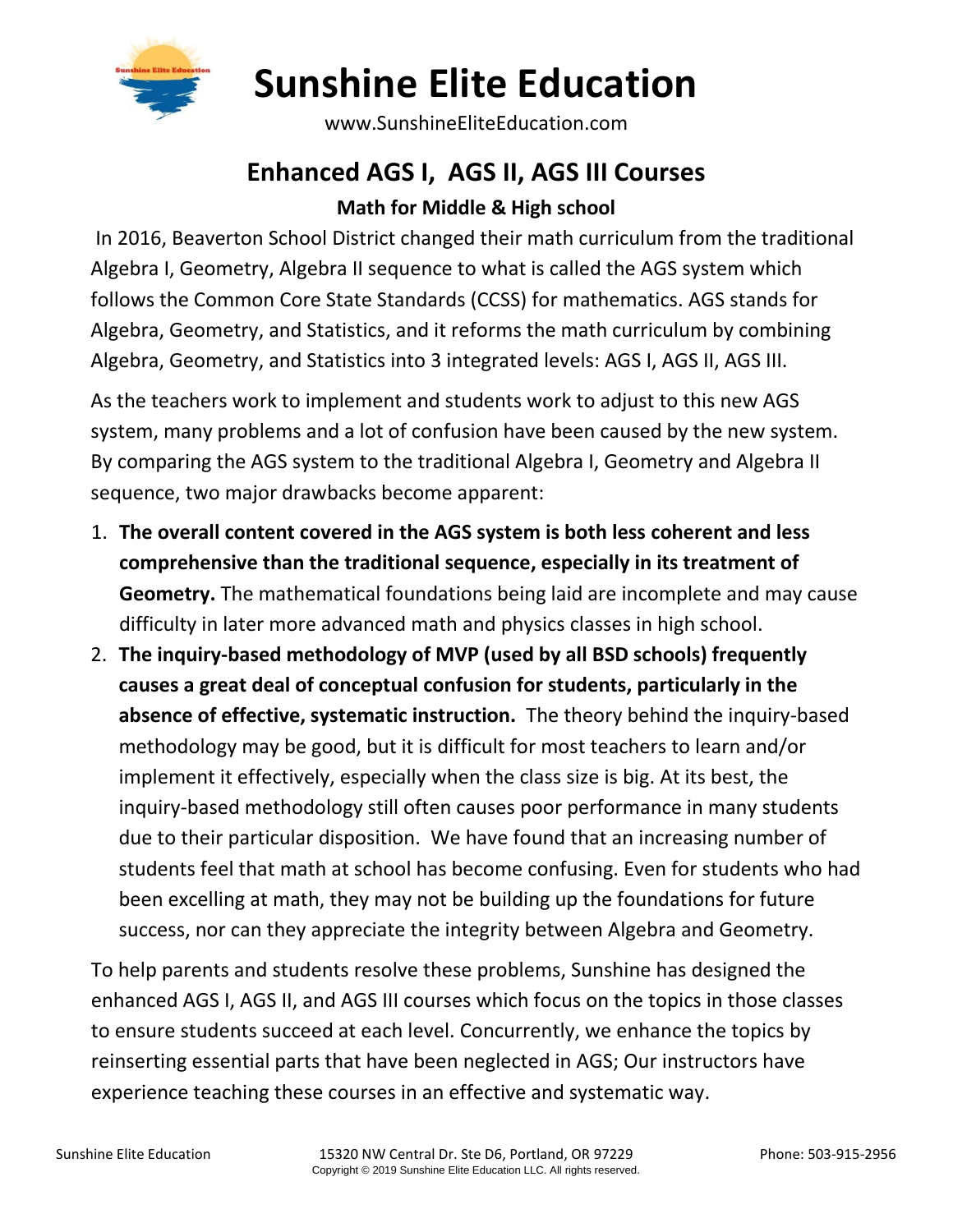# Sunshine Elite Education

www.SunshineEliteEducation.com

## Enhanced AGS I, AGS II, AGS III Courses

### Math for Middle & High school

In 2016, Beaverton School District changed their math curriculum from the traditional Algebra I, Geometry, Algebra II sequence to what is called the AGS system which follows the Common Core State Standards (CCSS) for mathematics. AGS stands for Algebra, Geometry, and Statistics, and it reforms the math curriculum by combining Algebra, Geometry, and Statistics into 3 integrated levels: AGS I, AGS II, AGS III.

As the teachers work to implement and students work to adjust to this new AGS system, many problems and a lot of confusion have been caused by the new system. By comparing the AGS system to the traditional Algebra I, Geometry and Algebra II sequence, two major drawbacks become apparent:

1. **The overall content covered in the AGS system is both less coherent and less comprehensive than the traditional sequence, especially in its treatment of Geometry.** The mathematical foundations being laid are incomplete and may cause difficulty in later more advanced math and physics classes in high school.
2. **The inquiry-based methodology of MVP (used by all BSD schools) frequently causes a great deal of conceptual confusion for students, particularly in the absence of effective, systematic instruction.** The theory behind the inquiry-based methodology may be good, but it is difficult for most teachers to learn and/or implement it effectively, especially when the class size is big. At its best, the inquiry-based methodology still often causes poor performance in many students due to their particular disposition. We have found that an increasing number of students feel that math at school has become confusing. Even for students who had been excelling at math, they may not be building up the foundations for future success, nor can they appreciate the integrity between Algebra and Geometry.

To help parents and students resolve these problems, Sunshine has designed the enhanced AGS I, AGS II, and AGS III courses which focus on the topics in those classes to ensure students succeed at each level. Concurrently, we enhance the topics by reinserting essential parts that have been neglected in AGS; Our instructors have experience teaching these courses in an effective and systematic way.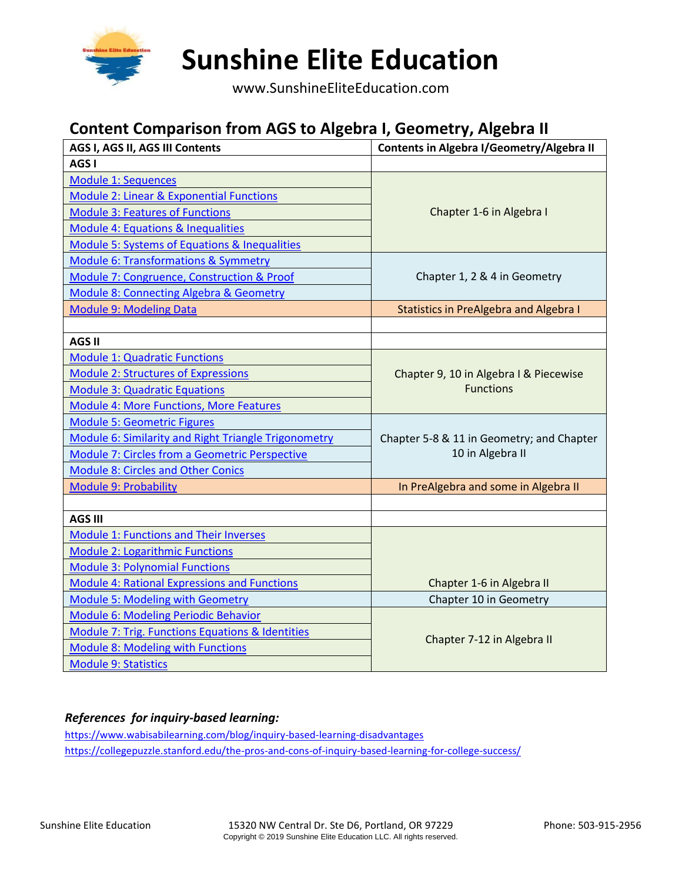# Sunshine Elite Education

www.SunshineEliteEducation.com

## Content Comparison from AGS to Algebra I, Geometry, Algebra II

| AGS I, AGS II, AGS III Contents | Contents in Algebra I/Geometry/Algebra II |
|---|---|
| **AGS I** | |
| Module 1: Sequences | Chapter 1-6 in Algebra I |
| Module 2: Linear & Exponential Functions | |
| Module 3: Features of Functions | |
| Module 4: Equations & Inequalities | |
| Module 5: Systems of Equations & Inequalities | |
| Module 6: Transformations & Symmetry | Chapter 1, 2 & 4 in Geometry |
| Module 7: Congruence, Construction & Proof | |
| Module 8: Connecting Algebra & Geometry | |
| Module 9: Modeling Data | Statistics in PreAlgebra and Algebra I |
| | |
| **AGS II** | |
| Module 1: Quadratic Functions | Chapter 9, 10 in Algebra I & Piecewise Functions |
| Module 2: Structures of Expressions | |
| Module 3: Quadratic Equations | |
| Module 4: More Functions, More Features | |
| Module 5: Geometric Figures | Chapter 5-8 & 11 in Geometry; and Chapter 10 in Algebra II |
| Module 6: Similarity and Right Triangle Trigonometry | |
| Module 7: Circles from a Geometric Perspective | |
| Module 8: Circles and Other Conics | |
| Module 9: Probability | In PreAlgebra and some in Algebra II |
| | |
| **AGS III** | |
| Module 1: Functions and Their Inverses | Chapter 1-6 in Algebra II |
| Module 2: Logarithmic Functions | |
| Module 3: Polynomial Functions | |
| Module 4: Rational Expressions and Functions | |
| Module 5: Modeling with Geometry | Chapter 10 in Geometry |
| Module 6: Modeling Periodic Behavior | Chapter 7-12 in Algebra II |
| Module 7: Trig. Functions Equations & Identities | |
| Module 8: Modeling with Functions | |
| Module 9: Statistics | |

***References for inquiry-based learning:***

https://www.wabisabilearning.com/blog/inquiry-based-learning-disadvantages

https://collegepuzzle.stanford.edu/the-pros-and-cons-of-inquiry-based-learning-for-college-success/

Sunshine Elite Education 15320 NW Central Dr. Ste D6, Portland, OR 97229 Phone: 503-915-2956

Copyright © 2019 Sunshine Elite Education LLC. All rights reserved.